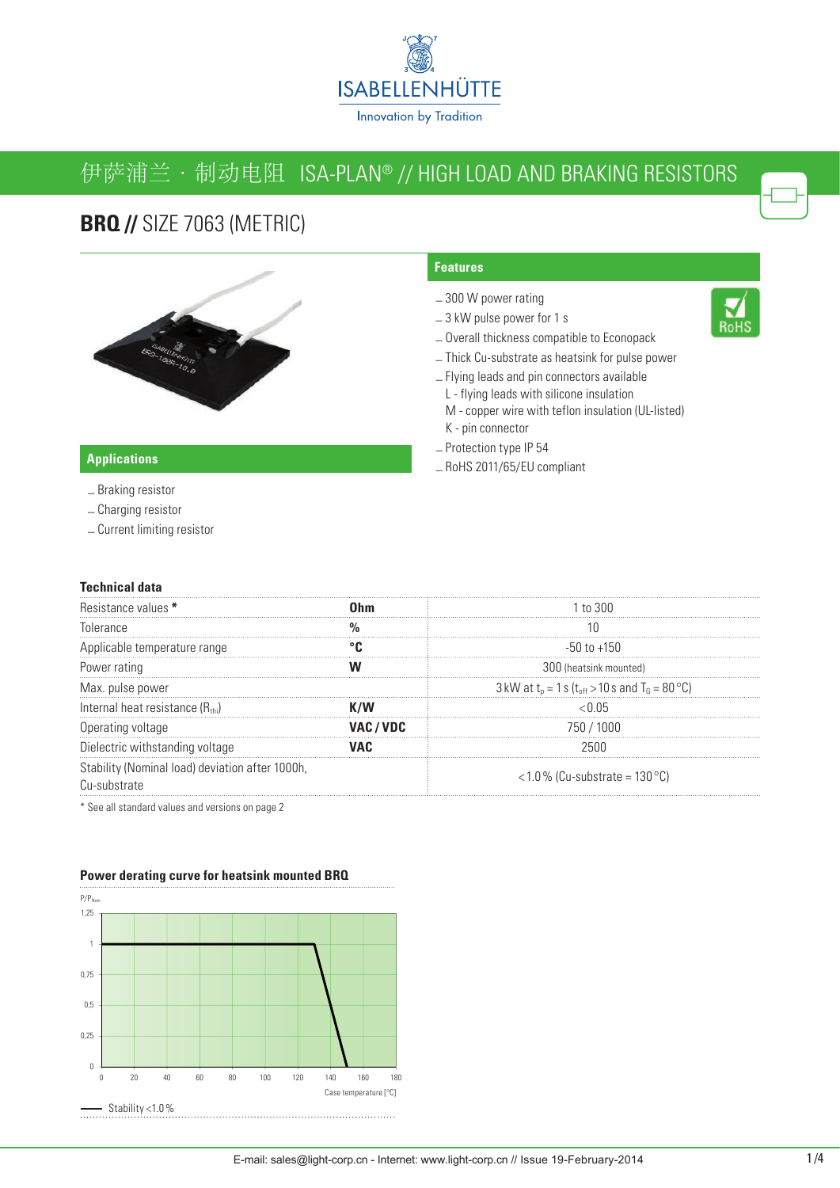ISABELLENHÜTTE

Innovation by Tradition

# 伊萨浦兰 · 制动电阻 ISA-PLAN® // HIGH LOAD AND BRAKING RESISTORS

## BRQ // SIZE 7063 (METRIC)

### Features

- 300 W power rating
- 3 kW pulse power for 1 s
- Overall thickness compatible to Econopack
- Thick Cu-substrate as heatsink for pulse power
- Flying leads and pin connectors available
  L - flying leads with silicone insulation
  M - copper wire with teflon insulation (UL-listed)
  K - pin connector
- Protection type IP 54
- RoHS 2011/65/EU compliant

### Applications

- Braking resistor
- Charging resistor
- Current limiting resistor

### Technical data

| | | |
|---|---|---|
| Resistance values * | **Ohm** | 1 to 300 |
| Tolerance | **%** | 10 |
| Applicable temperature range | **°C** | -50 to +150 |
| Power rating | **W** | 300 (heatsink mounted) |
| Max. pulse power | | 3 kW at $t_p$ = 1 s ($t_{off}$ > 10 s and $T_G$ = 80 °C) |
| Internal heat resistance ($R_{thi}$) | **K/W** | < 0.05 |
| Operating voltage | **VAC / VDC** | 750 / 1000 |
| Dielectric withstanding voltage | **VAC** | 2500 |
| Stability (Nominal load) deviation after 1000h, Cu-substrate | | < 1.0 % (Cu-substrate = 130 °C) |

* See all standard values and versions on page 2

### Power derating curve for heatsink mounted BRQ

Stability < 1.0 %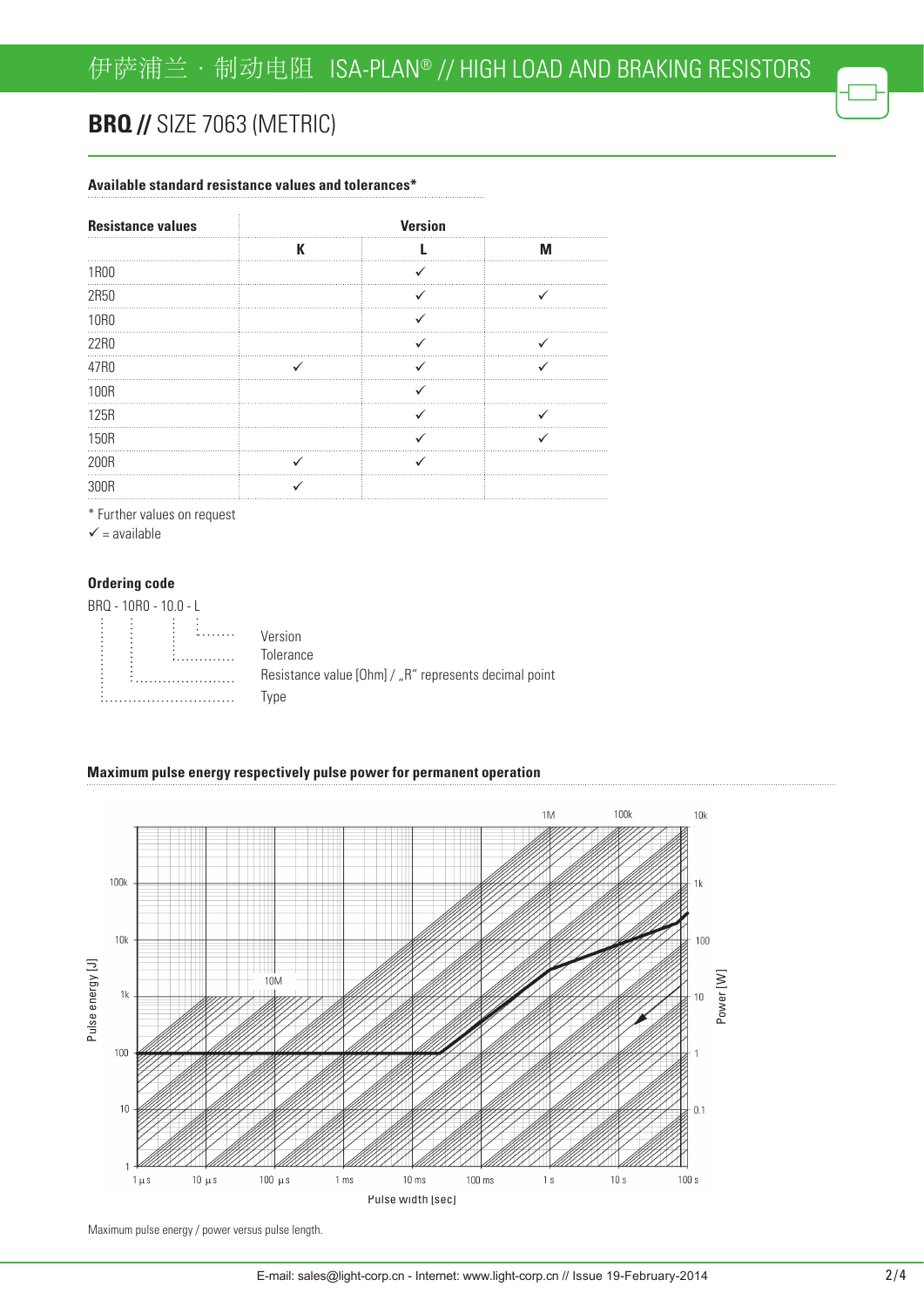# BRQ // SIZE 7063 (METRIC)

### Available standard resistance values and tolerances*

| Resistance values | Version | | |
|---|---|---|---|
| | K | L | M |
| 1R00 | | ✓ | |
| 2R50 | | ✓ | ✓ |
| 10R0 | | ✓ | |
| 22R0 | | ✓ | ✓ |
| 47R0 | ✓ | ✓ | ✓ |
| 100R | | ✓ | |
| 125R | | ✓ | ✓ |
| 150R | | ✓ | ✓ |
| 200R | ✓ | ✓ | |
| 300R | ✓ | | |

* Further values on request
✓ = available

### Ordering code

BRQ - 10R0 - 10.0 - L

- L: Version
- 10.0: Tolerance
- 10R0: Resistance value [Ohm] / „R" represents decimal point
- BRQ: Type

### Maximum pulse energy respectively pulse power for permanent operation

Maximum pulse energy / power versus pulse length.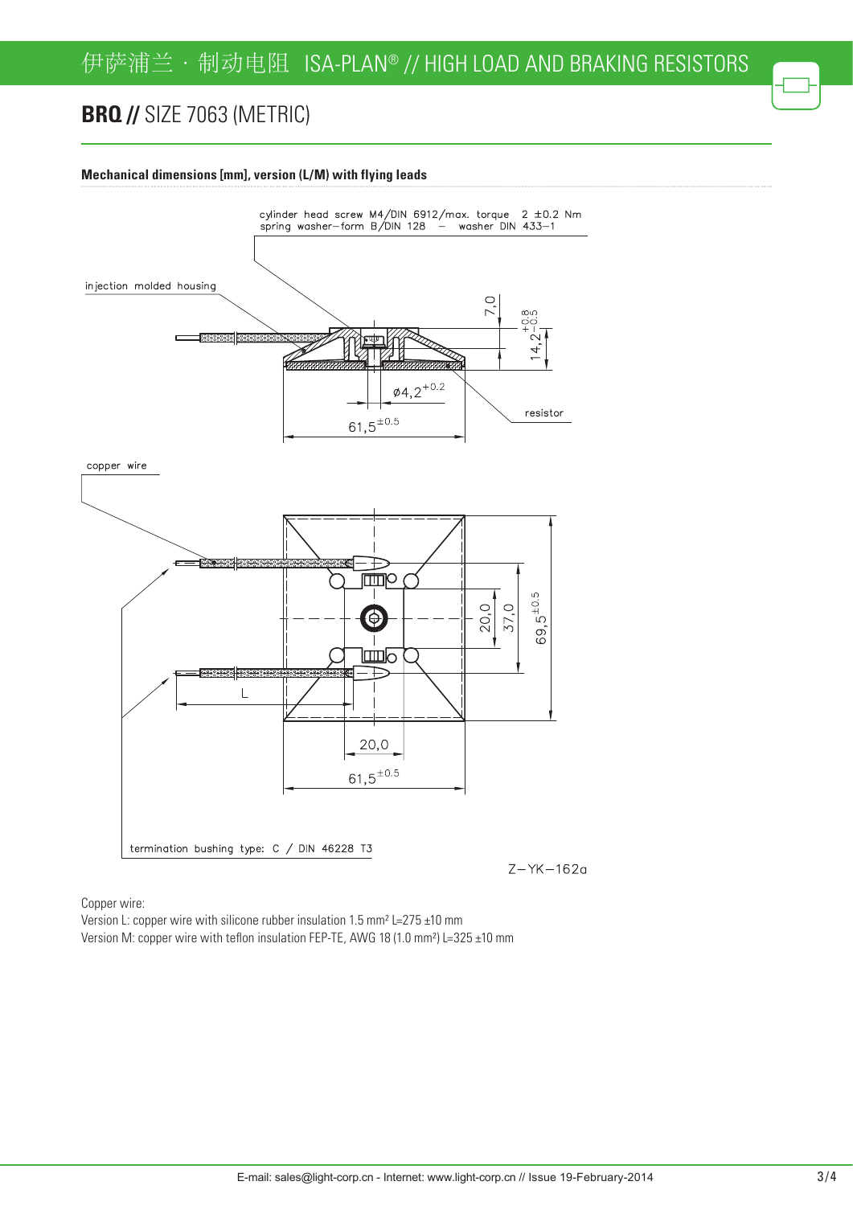## BRQ // SIZE 7063 (METRIC)

**Mechanical dimensions [mm], version (L/M) with flying leads**

cylinder head screw M4/DIN 6912/max. torque 2 ±0.2 Nm
spring washer–form B/DIN 128 – washer DIN 433–1

injection molded housing

7,0

$14,2^{+0.8}_{-0.5}$

$\varnothing 4,2^{+0.2}$

resistor

$61,5^{\pm 0.5}$

copper wire

20,0

37,0

$69,5^{\pm 0.5}$

L

20,0

$61,5^{\pm 0.5}$

termination bushing type: C / DIN 46228 T3

Z–YK–162a

Copper wire:
Version L: copper wire with silicone rubber insulation 1.5 mm² L=275 ±10 mm
Version M: copper wire with teflon insulation FEP-TE, AWG 18 (1.0 mm²) L=325 ±10 mm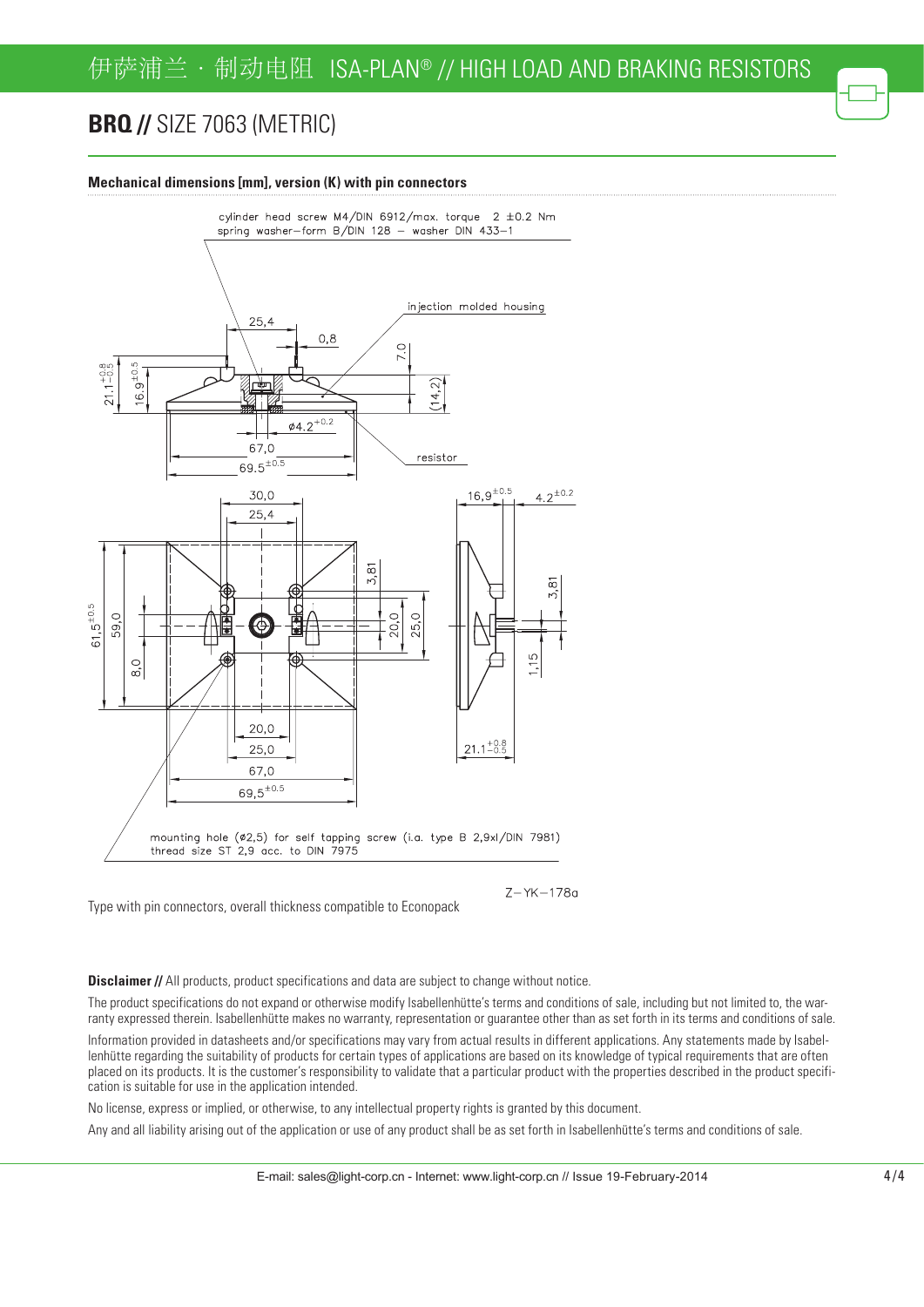# BRQ // SIZE 7063 (METRIC)

**Mechanical dimensions [mm], version (K) with pin connectors**

cylinder head screw M4/DIN 6912/max. torque 2 ±0.2 Nm
spring washer–form B/DIN 128 – washer DIN 433–1

injection molded housing

25,4

0,8

7.0

$21.1^{+0.8}_{-0.5}$

$16.9^{\pm0.5}$

(14,2)

$\phi4.2^{+0.2}$

67,0

$69.5^{\pm0.5}$

resistor

30,0

25,4

$16,9^{\pm0.5}$

$4.2^{\pm0.2}$

3,81

$61,5^{\pm0.5}$

59,0

8,0

20,0

25,0

3,81

1,15

20,0

25,0

67,0

$69,5^{\pm0.5}$

$21.1^{+0.8}_{-0.5}$

mounting hole (ø2,5) for self tapping screw (i.a. type B 2,9xl/DIN 7981)
thread size ST 2,9 acc. to DIN 7975

Z–YK–178a

Type with pin connectors, overall thickness compatible to Econopack

**Disclaimer //** All products, product specifications and data are subject to change without notice.

The product specifications do not expand or otherwise modify Isabellenhütte's terms and conditions of sale, including but not limited to, the warranty expressed therein. Isabellenhütte makes no warranty, representation or guarantee other than as set forth in its terms and conditions of sale.

Information provided in datasheets and/or specifications may vary from actual results in different applications. Any statements made by Isabellenhütte regarding the suitability of products for certain types of applications are based on its knowledge of typical requirements that are often placed on its products. It is the customer's responsibility to validate that a particular product with the properties described in the product specification is suitable for use in the application intended.

No license, express or implied, or otherwise, to any intellectual property rights is granted by this document.

Any and all liability arising out of the application or use of any product shall be as set forth in Isabellenhütte's terms and conditions of sale.

E-mail: sales@light-corp.cn - Internet: www.light-corp.cn // Issue 19-February-2014